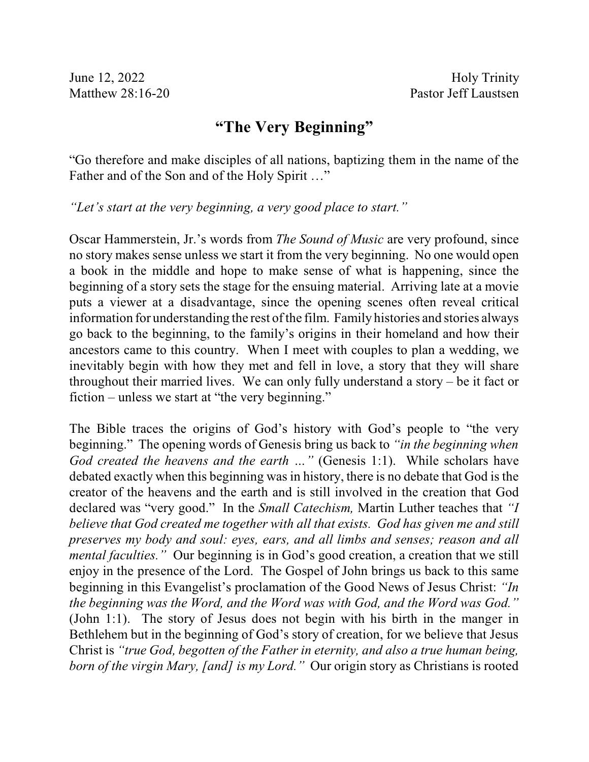June 12, 2022 Holy Trinity
Matthew 28:16-20 Pastor Jeff Laustsen

# "The Very Beginning"

"Go therefore and make disciples of all nations, baptizing them in the name of the Father and of the Son and of the Holy Spirit …"

*"Let's start at the very beginning, a very good place to start."*

Oscar Hammerstein, Jr.'s words from *The Sound of Music* are very profound, since no story makes sense unless we start it from the very beginning. No one would open a book in the middle and hope to make sense of what is happening, since the beginning of a story sets the stage for the ensuing material. Arriving late at a movie puts a viewer at a disadvantage, since the opening scenes often reveal critical information for understanding the rest of the film. Family histories and stories always go back to the beginning, to the family's origins in their homeland and how their ancestors came to this country. When I meet with couples to plan a wedding, we inevitably begin with how they met and fell in love, a story that they will share throughout their married lives. We can only fully understand a story – be it fact or fiction – unless we start at "the very beginning."

The Bible traces the origins of God's history with God's people to "the very beginning." The opening words of Genesis bring us back to *"in the beginning when God created the heavens and the earth …"* (Genesis 1:1). While scholars have debated exactly when this beginning was in history, there is no debate that God is the creator of the heavens and the earth and is still involved in the creation that God declared was "very good." In the *Small Catechism,* Martin Luther teaches that *"I believe that God created me together with all that exists. God has given me and still preserves my body and soul: eyes, ears, and all limbs and senses; reason and all mental faculties."* Our beginning is in God's good creation, a creation that we still enjoy in the presence of the Lord. The Gospel of John brings us back to this same beginning in this Evangelist's proclamation of the Good News of Jesus Christ: *"In the beginning was the Word, and the Word was with God, and the Word was God."* (John 1:1). The story of Jesus does not begin with his birth in the manger in Bethlehem but in the beginning of God's story of creation, for we believe that Jesus Christ is *"true God, begotten of the Father in eternity, and also a true human being, born of the virgin Mary, [and] is my Lord."* Our origin story as Christians is rooted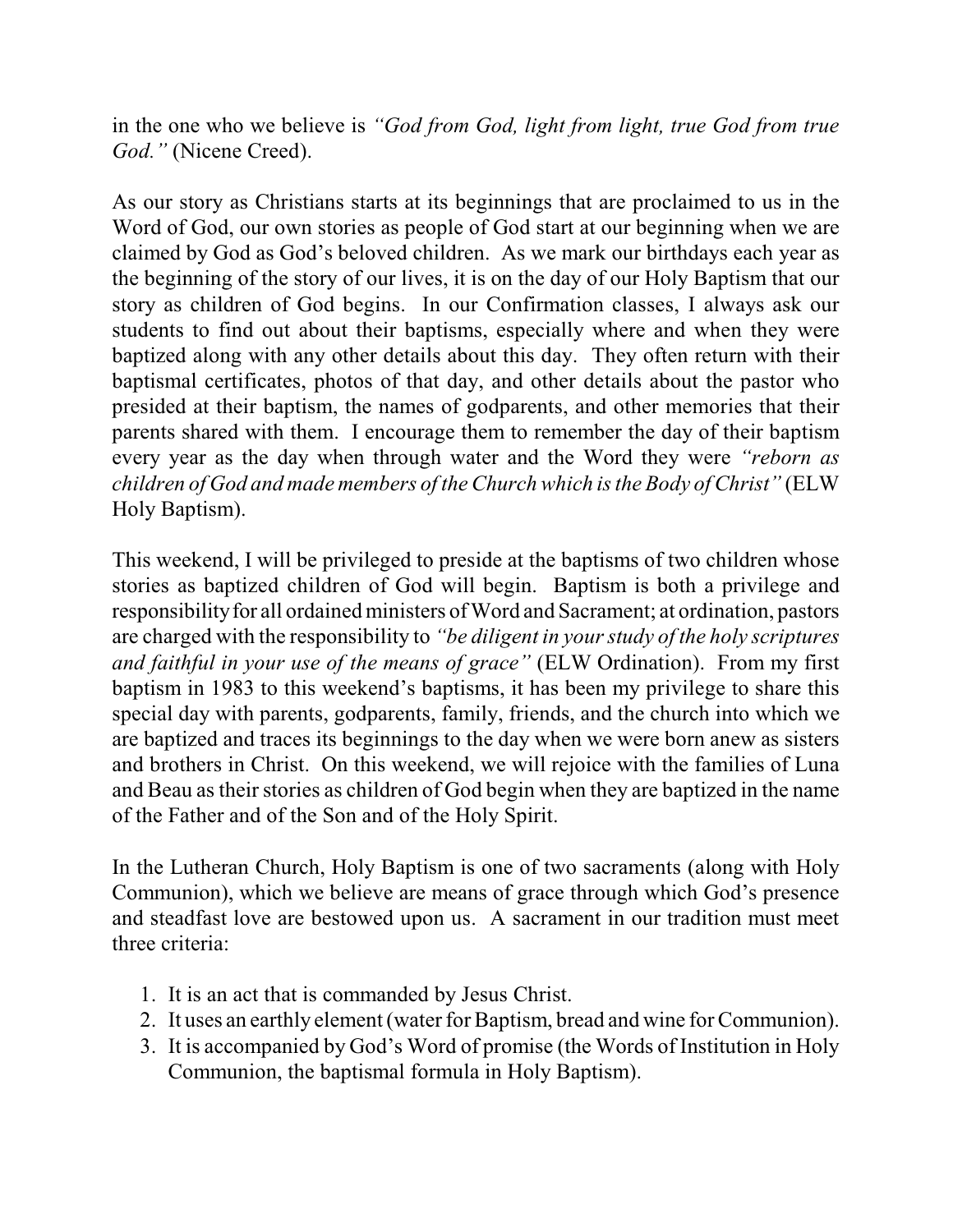in the one who we believe is *"God from God, light from light, true God from true God."* (Nicene Creed).

As our story as Christians starts at its beginnings that are proclaimed to us in the Word of God, our own stories as people of God start at our beginning when we are claimed by God as God's beloved children. As we mark our birthdays each year as the beginning of the story of our lives, it is on the day of our Holy Baptism that our story as children of God begins. In our Confirmation classes, I always ask our students to find out about their baptisms, especially where and when they were baptized along with any other details about this day. They often return with their baptismal certificates, photos of that day, and other details about the pastor who presided at their baptism, the names of godparents, and other memories that their parents shared with them. I encourage them to remember the day of their baptism every year as the day when through water and the Word they were *"reborn as children of God and made members of the Church which is the Body of Christ"* (ELW Holy Baptism).

This weekend, I will be privileged to preside at the baptisms of two children whose stories as baptized children of God will begin. Baptism is both a privilege and responsibility for all ordained ministers of Word and Sacrament; at ordination, pastors are charged with the responsibility to *"be diligent in your study of the holy scriptures and faithful in your use of the means of grace"* (ELW Ordination). From my first baptism in 1983 to this weekend's baptisms, it has been my privilege to share this special day with parents, godparents, family, friends, and the church into which we are baptized and traces its beginnings to the day when we were born anew as sisters and brothers in Christ. On this weekend, we will rejoice with the families of Luna and Beau as their stories as children of God begin when they are baptized in the name of the Father and of the Son and of the Holy Spirit.

In the Lutheran Church, Holy Baptism is one of two sacraments (along with Holy Communion), which we believe are means of grace through which God's presence and steadfast love are bestowed upon us. A sacrament in our tradition must meet three criteria:

1. It is an act that is commanded by Jesus Christ.
2. It uses an earthly element (water for Baptism, bread and wine for Communion).
3. It is accompanied by God's Word of promise (the Words of Institution in Holy Communion, the baptismal formula in Holy Baptism).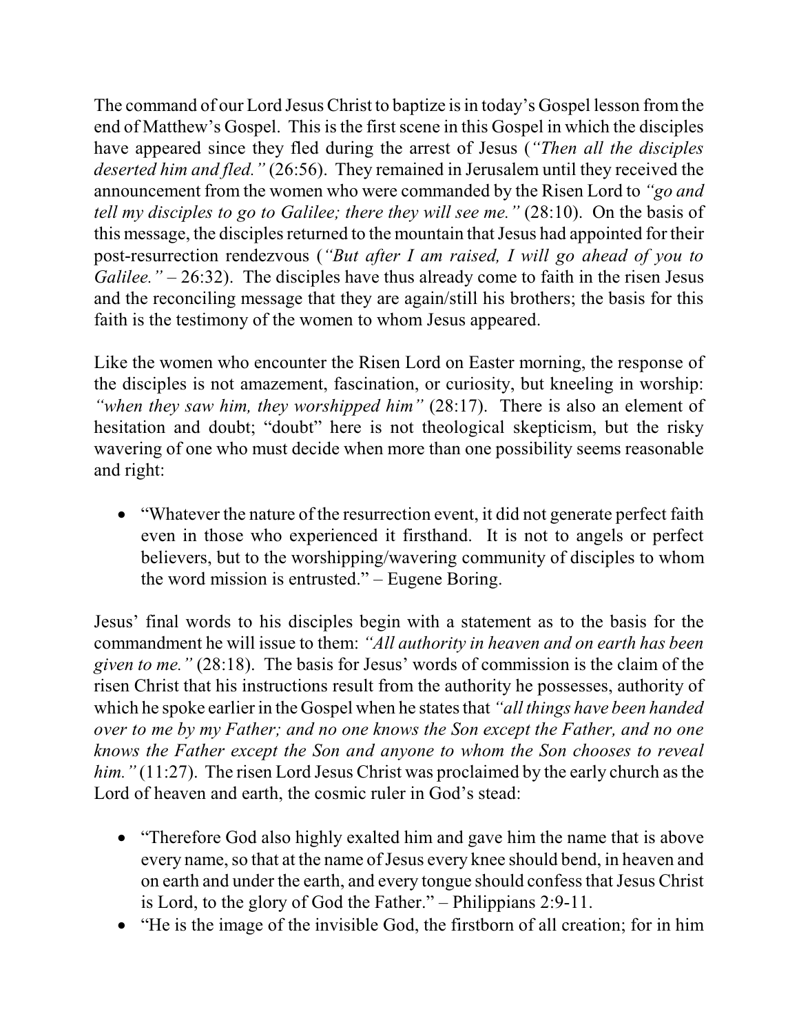The command of our Lord Jesus Christ to baptize is in today's Gospel lesson from the end of Matthew's Gospel. This is the first scene in this Gospel in which the disciples have appeared since they fled during the arrest of Jesus (*"Then all the disciples deserted him and fled."* (26:56). They remained in Jerusalem until they received the announcement from the women who were commanded by the Risen Lord to *"go and tell my disciples to go to Galilee; there they will see me."* (28:10). On the basis of this message, the disciples returned to the mountain that Jesus had appointed for their post-resurrection rendezvous (*"But after I am raised, I will go ahead of you to Galilee."* – 26:32). The disciples have thus already come to faith in the risen Jesus and the reconciling message that they are again/still his brothers; the basis for this faith is the testimony of the women to whom Jesus appeared.

Like the women who encounter the Risen Lord on Easter morning, the response of the disciples is not amazement, fascination, or curiosity, but kneeling in worship: *"when they saw him, they worshipped him"* (28:17). There is also an element of hesitation and doubt; "doubt" here is not theological skepticism, but the risky wavering of one who must decide when more than one possibility seems reasonable and right:

- "Whatever the nature of the resurrection event, it did not generate perfect faith even in those who experienced it firsthand. It is not to angels or perfect believers, but to the worshipping/wavering community of disciples to whom the word mission is entrusted." – Eugene Boring.

Jesus' final words to his disciples begin with a statement as to the basis for the commandment he will issue to them: *"All authority in heaven and on earth has been given to me."* (28:18). The basis for Jesus' words of commission is the claim of the risen Christ that his instructions result from the authority he possesses, authority of which he spoke earlier in the Gospel when he states that *"all things have been handed over to me by my Father; and no one knows the Son except the Father, and no one knows the Father except the Son and anyone to whom the Son chooses to reveal him."* (11:27). The risen Lord Jesus Christ was proclaimed by the early church as the Lord of heaven and earth, the cosmic ruler in God's stead:

- "Therefore God also highly exalted him and gave him the name that is above every name, so that at the name of Jesus every knee should bend, in heaven and on earth and under the earth, and every tongue should confess that Jesus Christ is Lord, to the glory of God the Father." – Philippians 2:9-11.
- "He is the image of the invisible God, the firstborn of all creation; for in him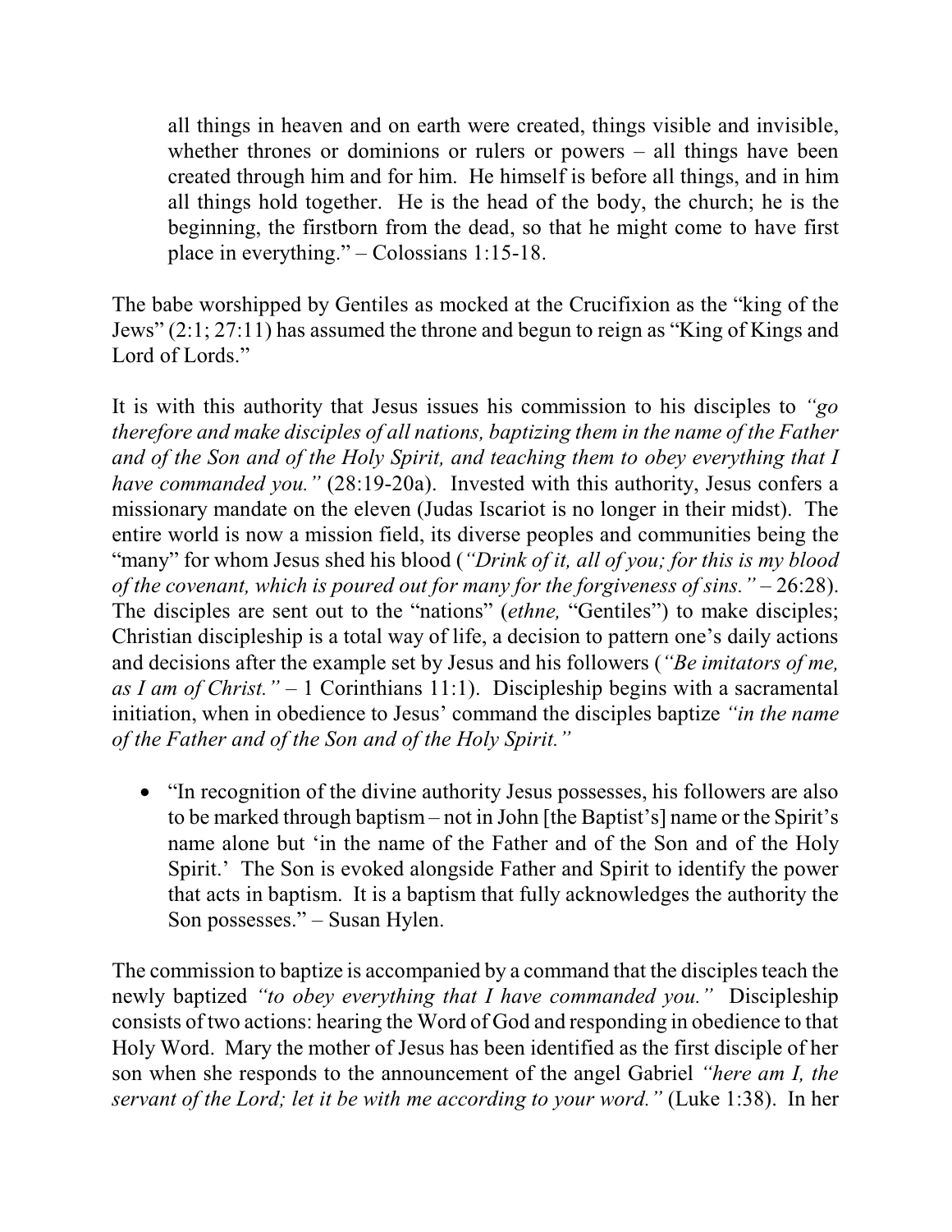> all things in heaven and on earth were created, things visible and invisible, whether thrones or dominions or rulers or powers – all things have been created through him and for him. He himself is before all things, and in him all things hold together. He is the head of the body, the church; he is the beginning, the firstborn from the dead, so that he might come to have first place in everything." – Colossians 1:15-18.

The babe worshipped by Gentiles as mocked at the Crucifixion as the "king of the Jews" (2:1; 27:11) has assumed the throne and begun to reign as "King of Kings and Lord of Lords."

It is with this authority that Jesus issues his commission to his disciples to *"go therefore and make disciples of all nations, baptizing them in the name of the Father and of the Son and of the Holy Spirit, and teaching them to obey everything that I have commanded you."* (28:19-20a). Invested with this authority, Jesus confers a missionary mandate on the eleven (Judas Iscariot is no longer in their midst). The entire world is now a mission field, its diverse peoples and communities being the "many" for whom Jesus shed his blood (*"Drink of it, all of you; for this is my blood of the covenant, which is poured out for many for the forgiveness of sins."* – 26:28). The disciples are sent out to the "nations" (*ethne,* "Gentiles") to make disciples; Christian discipleship is a total way of life, a decision to pattern one's daily actions and decisions after the example set by Jesus and his followers (*"Be imitators of me, as I am of Christ."* – 1 Corinthians 11:1). Discipleship begins with a sacramental initiation, when in obedience to Jesus' command the disciples baptize *"in the name of the Father and of the Son and of the Holy Spirit."*

- "In recognition of the divine authority Jesus possesses, his followers are also to be marked through baptism – not in John [the Baptist's] name or the Spirit's name alone but 'in the name of the Father and of the Son and of the Holy Spirit.' The Son is evoked alongside Father and Spirit to identify the power that acts in baptism. It is a baptism that fully acknowledges the authority the Son possesses." – Susan Hylen.

The commission to baptize is accompanied by a command that the disciples teach the newly baptized *"to obey everything that I have commanded you."* Discipleship consists of two actions: hearing the Word of God and responding in obedience to that Holy Word. Mary the mother of Jesus has been identified as the first disciple of her son when she responds to the announcement of the angel Gabriel *"here am I, the servant of the Lord; let it be with me according to your word."* (Luke 1:38). In her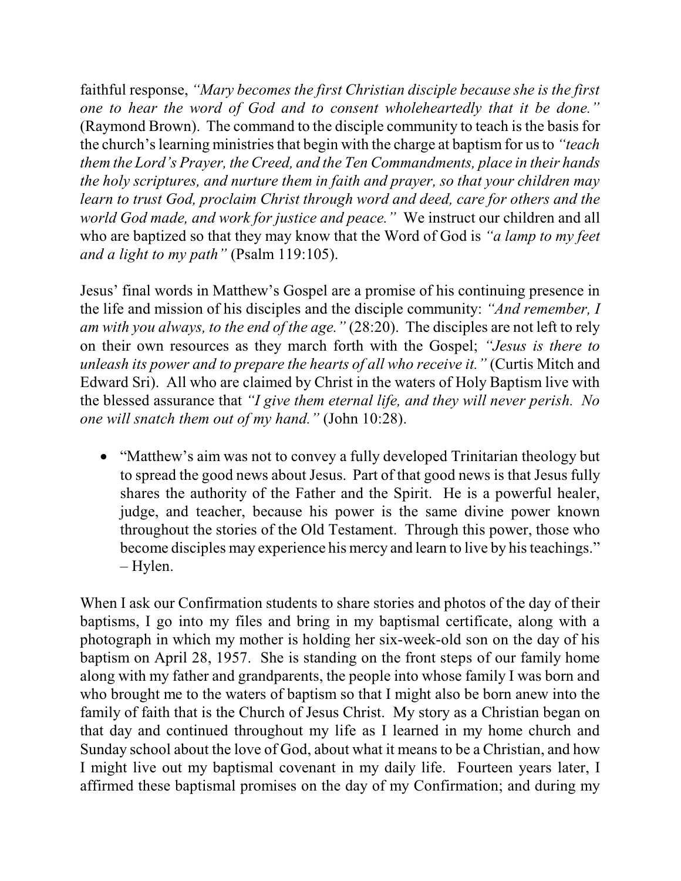faithful response, *"Mary becomes the first Christian disciple because she is the first one to hear the word of God and to consent wholeheartedly that it be done."* (Raymond Brown). The command to the disciple community to teach is the basis for the church's learning ministries that begin with the charge at baptism for us to *"teach them the Lord's Prayer, the Creed, and the Ten Commandments, place in their hands the holy scriptures, and nurture them in faith and prayer, so that your children may learn to trust God, proclaim Christ through word and deed, care for others and the world God made, and work for justice and peace."* We instruct our children and all who are baptized so that they may know that the Word of God is *"a lamp to my feet and a light to my path"* (Psalm 119:105).

Jesus' final words in Matthew's Gospel are a promise of his continuing presence in the life and mission of his disciples and the disciple community: *"And remember, I am with you always, to the end of the age."* (28:20). The disciples are not left to rely on their own resources as they march forth with the Gospel; *"Jesus is there to unleash its power and to prepare the hearts of all who receive it."* (Curtis Mitch and Edward Sri). All who are claimed by Christ in the waters of Holy Baptism live with the blessed assurance that *"I give them eternal life, and they will never perish. No one will snatch them out of my hand."* (John 10:28).

- "Matthew's aim was not to convey a fully developed Trinitarian theology but to spread the good news about Jesus. Part of that good news is that Jesus fully shares the authority of the Father and the Spirit. He is a powerful healer, judge, and teacher, because his power is the same divine power known throughout the stories of the Old Testament. Through this power, those who become disciples may experience his mercy and learn to live by his teachings." – Hylen.

When I ask our Confirmation students to share stories and photos of the day of their baptisms, I go into my files and bring in my baptismal certificate, along with a photograph in which my mother is holding her six-week-old son on the day of his baptism on April 28, 1957. She is standing on the front steps of our family home along with my father and grandparents, the people into whose family I was born and who brought me to the waters of baptism so that I might also be born anew into the family of faith that is the Church of Jesus Christ. My story as a Christian began on that day and continued throughout my life as I learned in my home church and Sunday school about the love of God, about what it means to be a Christian, and how I might live out my baptismal covenant in my daily life. Fourteen years later, I affirmed these baptismal promises on the day of my Confirmation; and during my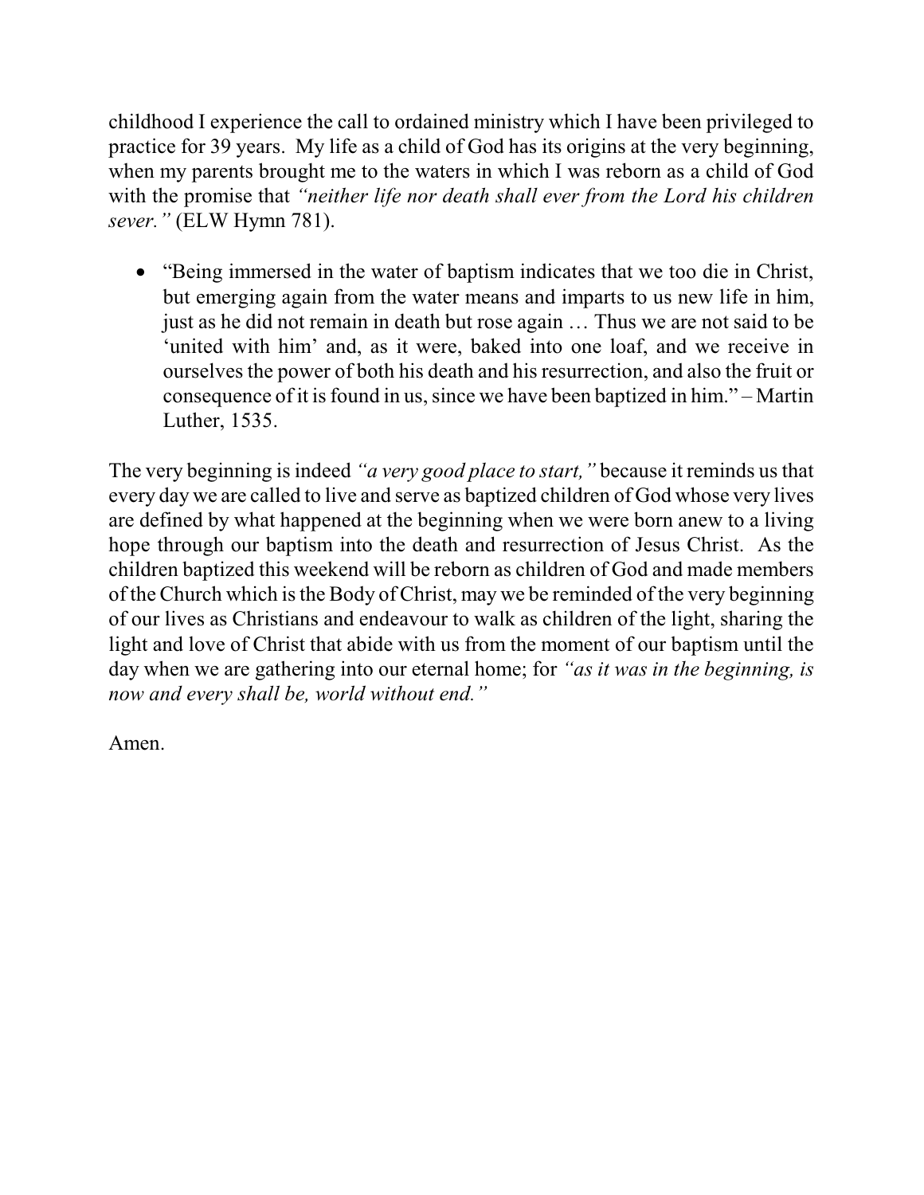childhood I experience the call to ordained ministry which I have been privileged to practice for 39 years. My life as a child of God has its origins at the very beginning, when my parents brought me to the waters in which I was reborn as a child of God with the promise that *"neither life nor death shall ever from the Lord his children sever."* (ELW Hymn 781).

- "Being immersed in the water of baptism indicates that we too die in Christ, but emerging again from the water means and imparts to us new life in him, just as he did not remain in death but rose again … Thus we are not said to be 'united with him' and, as it were, baked into one loaf, and we receive in ourselves the power of both his death and his resurrection, and also the fruit or consequence of it is found in us, since we have been baptized in him." – Martin Luther, 1535.

The very beginning is indeed *"a very good place to start,"* because it reminds us that every day we are called to live and serve as baptized children of God whose very lives are defined by what happened at the beginning when we were born anew to a living hope through our baptism into the death and resurrection of Jesus Christ. As the children baptized this weekend will be reborn as children of God and made members of the Church which is the Body of Christ, may we be reminded of the very beginning of our lives as Christians and endeavour to walk as children of the light, sharing the light and love of Christ that abide with us from the moment of our baptism until the day when we are gathering into our eternal home; for *"as it was in the beginning, is now and every shall be, world without end."*

Amen.